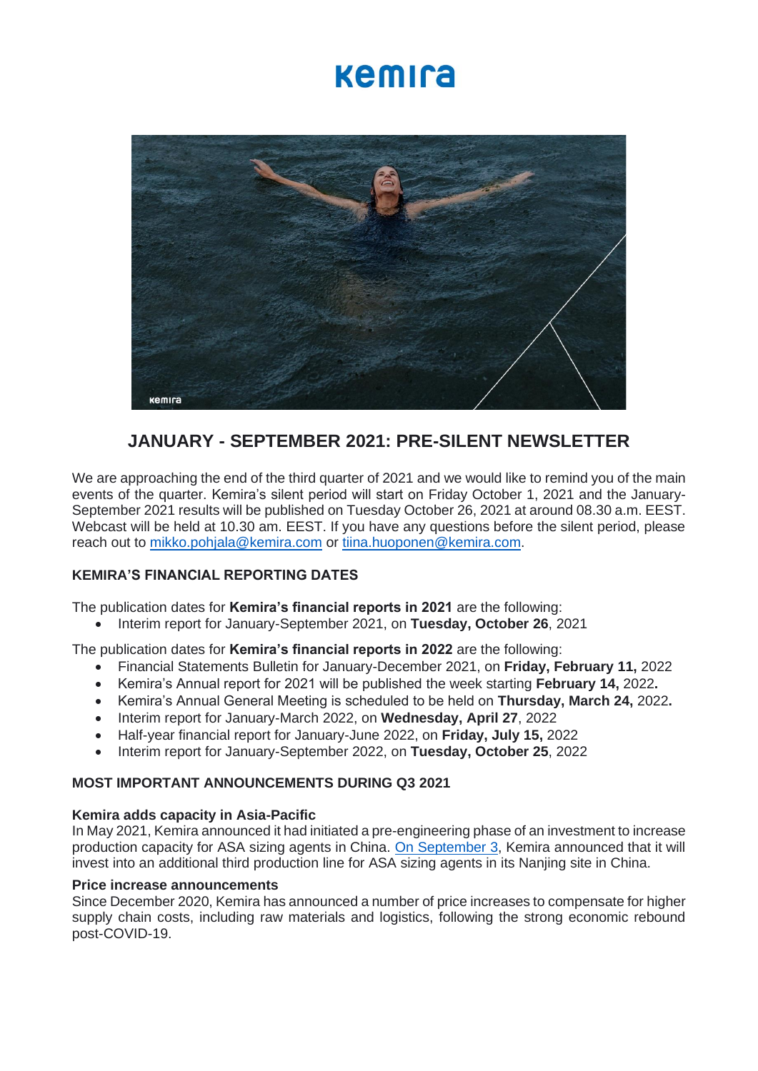# Kemira

## JANUARY - SEPTEMBER 2021: PRE-SILENT NEWSLETTER

We are approaching the end of the third quarter of 2021 and we would like to remind you of the main events of the quarter. Kemira's silent period will start on Friday October 1, 2021 and the January-September 2021 results will be published on Tuesday October 26, 2021 at around 08.30 a.m. EEST. Webcast will be held at 10.30 am. EEST. If you have any questions before the silent period, please reach out to mikko.pohjala@kemira.com or tiina.huoponen@kemira.com.

### KEMIRA'S FINANCIAL REPORTING DATES

The publication dates for **Kemira's financial reports in 2021** are the following:

- Interim report for January-September 2021, on **Tuesday, October 26**, 2021

The publication dates for **Kemira's financial reports in 2022** are the following:

- Financial Statements Bulletin for January-December 2021, on **Friday, February 11,** 2022
- Kemira's Annual report for 2021 will be published the week starting **February 14,** 2022**.**
- Kemira's Annual General Meeting is scheduled to be held on **Thursday, March 24,** 2022**.**
- Interim report for January-March 2022, on **Wednesday, April 27**, 2022
- Half-year financial report for January-June 2022, on **Friday, July 15,** 2022
- Interim report for January-September 2022, on **Tuesday, October 25**, 2022

### MOST IMPORTANT ANNOUNCEMENTS DURING Q3 2021

**Kemira adds capacity in Asia-Pacific**

In May 2021, Kemira announced it had initiated a pre-engineering phase of an investment to increase production capacity for ASA sizing agents in China. On September 3, Kemira announced that it will invest into an additional third production line for ASA sizing agents in its Nanjing site in China.

**Price increase announcements**

Since December 2020, Kemira has announced a number of price increases to compensate for higher supply chain costs, including raw materials and logistics, following the strong economic rebound post-COVID-19.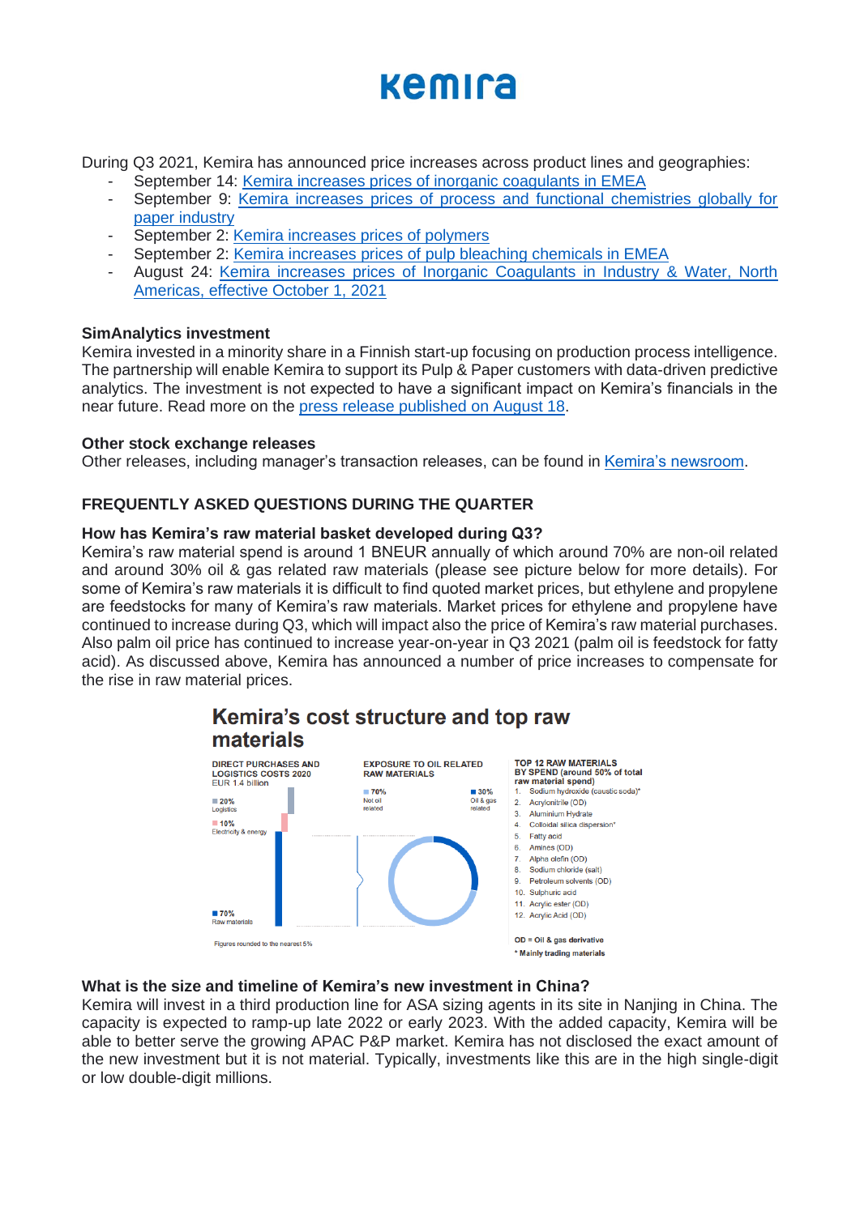During Q3 2021, Kemira has announced price increases across product lines and geographies:

- September 14: Kemira increases prices of inorganic coagulants in EMEA
- September 9: Kemira increases prices of process and functional chemistries globally for paper industry
- September 2: Kemira increases prices of polymers
- September 2: Kemira increases prices of pulp bleaching chemicals in EMEA
- August 24: Kemira increases prices of Inorganic Coagulants in Industry & Water, North Americas, effective October 1, 2021

**SimAnalytics investment**

Kemira invested in a minority share in a Finnish start-up focusing on production process intelligence. The partnership will enable Kemira to support its Pulp & Paper customers with data-driven predictive analytics. The investment is not expected to have a significant impact on Kemira's financials in the near future. Read more on the press release published on August 18.

**Other stock exchange releases**

Other releases, including manager's transaction releases, can be found in Kemira's newsroom.

## FREQUENTLY ASKED QUESTIONS DURING THE QUARTER

**How has Kemira's raw material basket developed during Q3?**

Kemira's raw material spend is around 1 BNEUR annually of which around 70% are non-oil related and around 30% oil & gas related raw materials (please see picture below for more details). For some of Kemira's raw materials it is difficult to find quoted market prices, but ethylene and propylene are feedstocks for many of Kemira's raw materials. Market prices for ethylene and propylene have continued to increase during Q3, which will impact also the price of Kemira's raw material purchases. Also palm oil price has continued to increase year-on-year in Q3 2021 (palm oil is feedstock for fatty acid). As discussed above, Kemira has announced a number of price increases to compensate for the rise in raw material prices.

**Kemira's cost structure and top raw materials**

DIRECT PURCHASES AND LOGISTICS COSTS 2020
EUR 1.4 billion

- 20% Logistics
- 10% Electricity & energy
- 70% Raw materials

EXPOSURE TO OIL RELATED RAW MATERIALS

- 70% Not oil related
- 30% Oil & gas related

TOP 12 RAW MATERIALS BY SPEND (around 50% of total raw material spend)

1. Sodium hydroxide (caustic soda)*
2. Acrylonitrile (OD)
3. Aluminium Hydrate
4. Colloidal silica dispersion*
5. Fatty acid
6. Amines (OD)
7. Alpha olefin (OD)
8. Sodium chloride (salt)
9. Petroleum solvents (OD)
10. Sulphuric acid
11. Acrylic ester (OD)
12. Acrylic Acid (OD)

Figures rounded to the nearest 5%

OD = Oil & gas derivative

\* Mainly trading materials

**What is the size and timeline of Kemira's new investment in China?**

Kemira will invest in a third production line for ASA sizing agents in its site in Nanjing in China. The capacity is expected to ramp-up late 2022 or early 2023. With the added capacity, Kemira will be able to better serve the growing APAC P&P market. Kemira has not disclosed the exact amount of the new investment but it is not material. Typically, investments like this are in the high single-digit or low double-digit millions.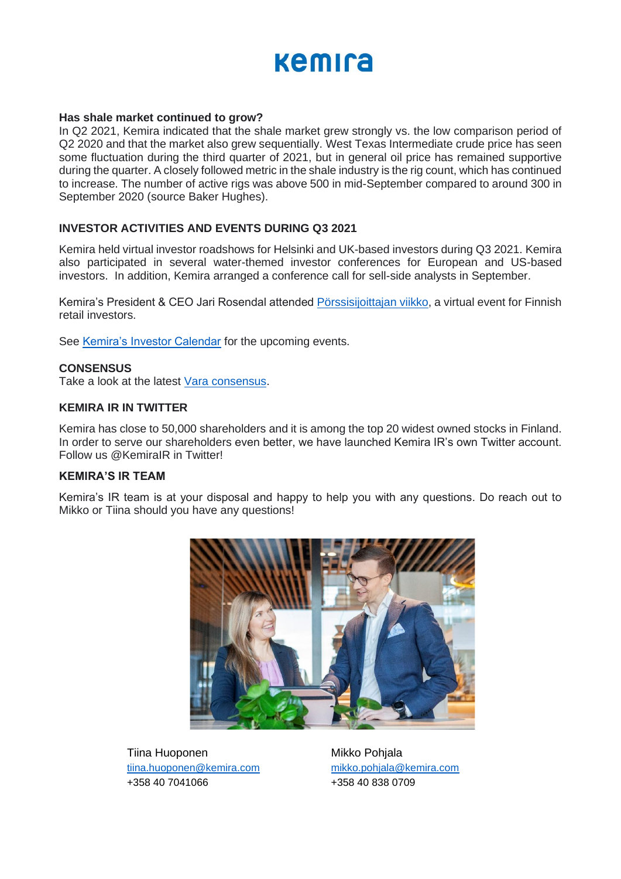**Has shale market continued to grow?**

In Q2 2021, Kemira indicated that the shale market grew strongly vs. the low comparison period of Q2 2020 and that the market also grew sequentially. West Texas Intermediate crude price has seen some fluctuation during the third quarter of 2021, but in general oil price has remained supportive during the quarter. A closely followed metric in the shale industry is the rig count, which has continued to increase. The number of active rigs was above 500 in mid-September compared to around 300 in September 2020 (source Baker Hughes).

## INVESTOR ACTIVITIES AND EVENTS DURING Q3 2021

Kemira held virtual investor roadshows for Helsinki and UK-based investors during Q3 2021. Kemira also participated in several water-themed investor conferences for European and US-based investors. In addition, Kemira arranged a conference call for sell-side analysts in September.

Kemira's President & CEO Jari Rosendal attended Pörssisijoittajan viikko, a virtual event for Finnish retail investors.

See Kemira's Investor Calendar for the upcoming events.

## CONSENSUS

Take a look at the latest Vara consensus.

## KEMIRA IR IN TWITTER

Kemira has close to 50,000 shareholders and it is among the top 20 widest owned stocks in Finland. In order to serve our shareholders even better, we have launched Kemira IR's own Twitter account. Follow us @KemiraIR in Twitter!

## KEMIRA'S IR TEAM

Kemira's IR team is at your disposal and happy to help you with any questions. Do reach out to Mikko or Tiina should you have any questions!

Tiina Huoponen
tiina.huoponen@kemira.com
+358 40 7041066

Mikko Pohjala
mikko.pohjala@kemira.com
+358 40 838 0709